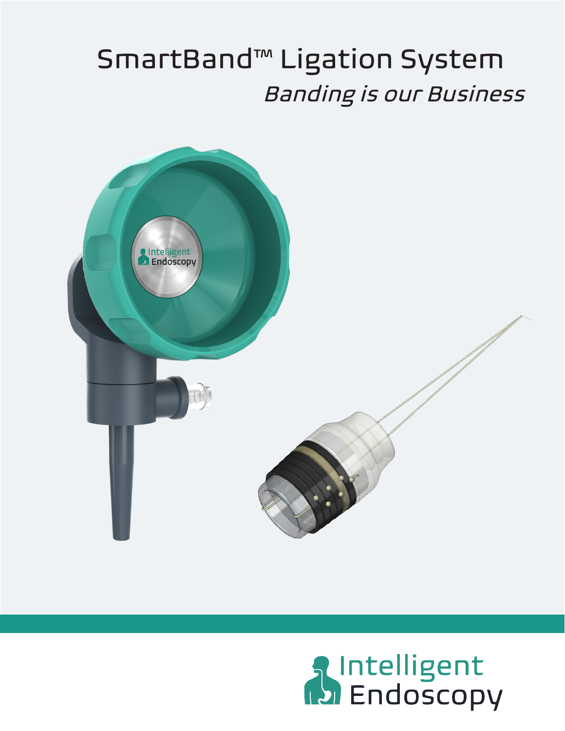# SmartBand™ Ligation System

*Banding is our Business*

Intelligent Endoscopy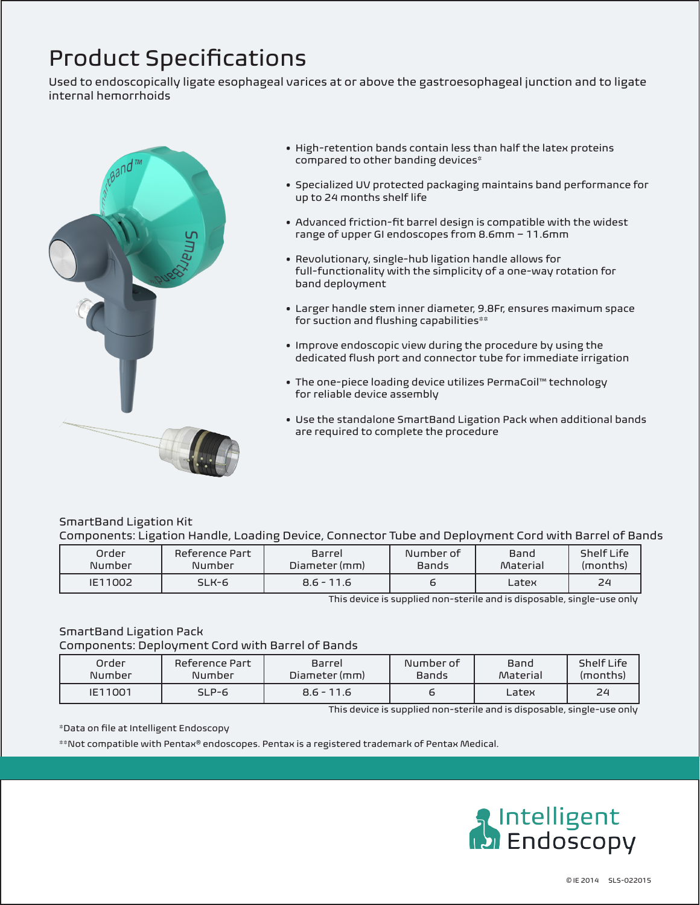# Product Specifications

Used to endoscopically ligate esophageal varices at or above the gastroesophageal junction and to ligate internal hemorrhoids

- High-retention bands contain less than half the latex proteins compared to other banding devices*
- Specialized UV protected packaging maintains band performance for up to 24 months shelf life
- Advanced friction-fit barrel design is compatible with the widest range of upper GI endoscopes from 8.6mm – 11.6mm
- Revolutionary, single-hub ligation handle allows for full-functionality with the simplicity of a one-way rotation for band deployment
- Larger handle stem inner diameter, 9.8Fr, ensures maximum space for suction and flushing capabilities**
- Improve endoscopic view during the procedure by using the dedicated flush port and connector tube for immediate irrigation
- The one-piece loading device utilizes PermaCoil™ technology for reliable device assembly
- Use the standalone SmartBand Ligation Pack when additional bands are required to complete the procedure

SmartBand Ligation Kit
Components: Ligation Handle, Loading Device, Connector Tube and Deployment Cord with Barrel of Bands

| Order Number | Reference Part Number | Barrel Diameter (mm) | Number of Bands | Band Material | Shelf Life (months) |
|---|---|---|---|---|---|
| IE11002 | SLK-6 | 8.6 - 11.6 | 6 | Latex | 24 |

This device is supplied non-sterile and is disposable, single-use only

SmartBand Ligation Pack
Components: Deployment Cord with Barrel of Bands

| Order Number | Reference Part Number | Barrel Diameter (mm) | Number of Bands | Band Material | Shelf Life (months) |
|---|---|---|---|---|---|
| IE11001 | SLP-6 | 8.6 - 11.6 | 6 | Latex | 24 |

This device is supplied non-sterile and is disposable, single-use only

*Data on file at Intelligent Endoscopy

**Not compatible with Pentax® endoscopes. Pentax is a registered trademark of Pentax Medical.

Intelligent Endoscopy

© IE 2014 SLS-022015